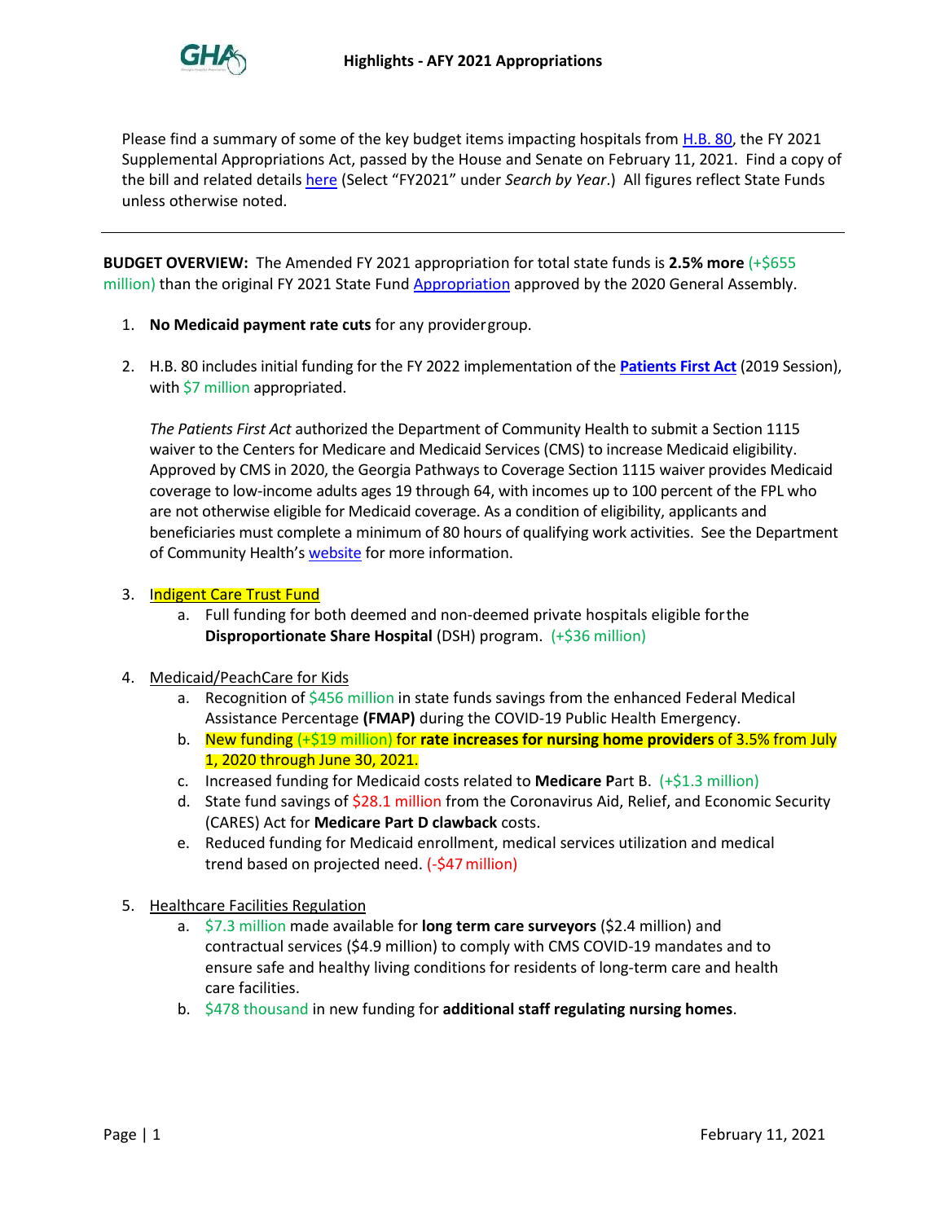# Highlights - AFY 2021 Appropriations

Please find a summary of some of the key budget items impacting hospitals from H.B. 80, the FY 2021 Supplemental Appropriations Act, passed by the House and Senate on February 11, 2021. Find a copy of the bill and related details here (Select "FY2021" under *Search by Year*.) All figures reflect State Funds unless otherwise noted.

---

**BUDGET OVERVIEW:** The Amended FY 2021 appropriation for total state funds is **2.5% more** (+$655 million) than the original FY 2021 State Fund Appropriation approved by the 2020 General Assembly.

1. **No Medicaid payment rate cuts** for any provider group.

2. H.B. 80 includes initial funding for the FY 2022 implementation of the **Patients First Act** (2019 Session), with $7 million appropriated.

   *The Patients First Act* authorized the Department of Community Health to submit a Section 1115 waiver to the Centers for Medicare and Medicaid Services (CMS) to increase Medicaid eligibility. Approved by CMS in 2020, the Georgia Pathways to Coverage Section 1115 waiver provides Medicaid coverage to low-income adults ages 19 through 64, with incomes up to 100 percent of the FPL who are not otherwise eligible for Medicaid coverage. As a condition of eligibility, applicants and beneficiaries must complete a minimum of 80 hours of qualifying work activities. See the Department of Community Health's website for more information.

3. Indigent Care Trust Fund
   a. Full funding for both deemed and non-deemed private hospitals eligible for the **Disproportionate Share Hospital** (DSH) program. (+$36 million)

4. Medicaid/PeachCare for Kids
   a. Recognition of $456 million in state funds savings from the enhanced Federal Medical Assistance Percentage **(FMAP)** during the COVID-19 Public Health Emergency.
   b. New funding (+$19 million) for **rate increases for nursing home providers** of 3.5% from July 1, 2020 through June 30, 2021.
   c. Increased funding for Medicaid costs related to **Medicare P**art B. (+$1.3 million)
   d. State fund savings of $28.1 million from the Coronavirus Aid, Relief, and Economic Security (CARES) Act for **Medicare Part D clawback** costs.
   e. Reduced funding for Medicaid enrollment, medical services utilization and medical trend based on projected need. (-$47 million)

5. Healthcare Facilities Regulation
   a. $7.3 million made available for **long term care surveyors** ($2.4 million) and contractual services ($4.9 million) to comply with CMS COVID-19 mandates and to ensure safe and healthy living conditions for residents of long-term care and health care facilities.
   b. $478 thousand in new funding for **additional staff regulating nursing homes**.

February 11, 2021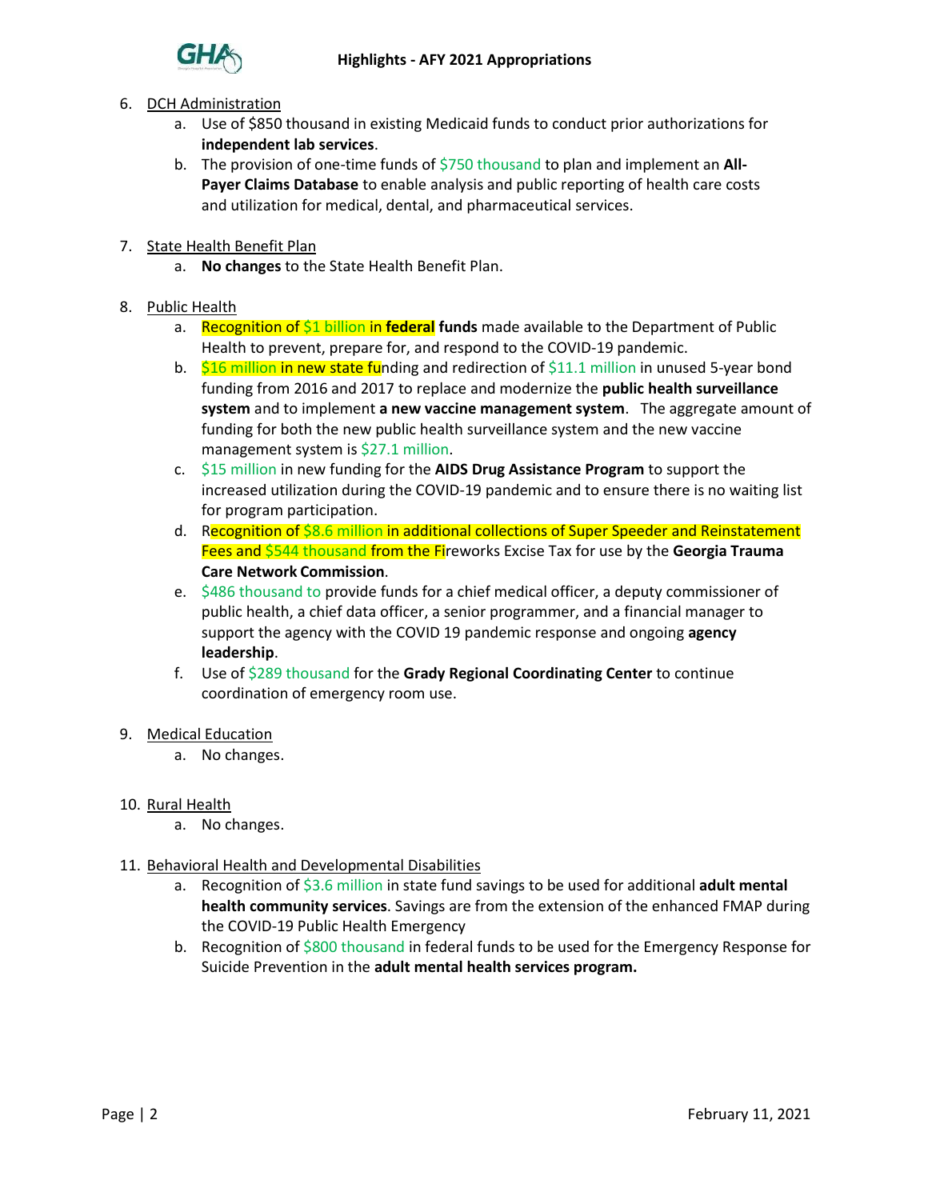6. <u>DCH Administration</u>
    a. Use of \$850 thousand in existing Medicaid funds to conduct prior authorizations for **independent lab services**.
    b. The provision of one-time funds of \$750 thousand to plan and implement an **All-Payer Claims Database** to enable analysis and public reporting of health care costs and utilization for medical, dental, and pharmaceutical services.

7. <u>State Health Benefit Plan</u>
    a. **No changes** to the State Health Benefit Plan.

8. <u>Public Health</u>
    a. Recognition of \$1 billion in **federal funds** made available to the Department of Public Health to prevent, prepare for, and respond to the COVID-19 pandemic.
    b. \$16 million in new state funding and redirection of \$11.1 million in unused 5-year bond funding from 2016 and 2017 to replace and modernize the **public health surveillance system** and to implement **a new vaccine management system**. The aggregate amount of funding for both the new public health surveillance system and the new vaccine management system is \$27.1 million.
    c. \$15 million in new funding for the **AIDS Drug Assistance Program** to support the increased utilization during the COVID-19 pandemic and to ensure there is no waiting list for program participation.
    d. Recognition of \$8.6 million in additional collections of Super Speeder and Reinstatement Fees and \$544 thousand from the Fireworks Excise Tax for use by the **Georgia Trauma Care Network Commission**.
    e. \$486 thousand to provide funds for a chief medical officer, a deputy commissioner of public health, a chief data officer, a senior programmer, and a financial manager to support the agency with the COVID 19 pandemic response and ongoing **agency leadership**.
    f. Use of \$289 thousand for the **Grady Regional Coordinating Center** to continue coordination of emergency room use.

9. <u>Medical Education</u>
    a. No changes.

10. <u>Rural Health</u>
    a. No changes.

11. <u>Behavioral Health and Developmental Disabilities</u>
    a. Recognition of \$3.6 million in state fund savings to be used for additional **adult mental health community services**. Savings are from the extension of the enhanced FMAP during the COVID-19 Public Health Emergency
    b. Recognition of \$800 thousand in federal funds to be used for the Emergency Response for Suicide Prevention in the **adult mental health services program.**